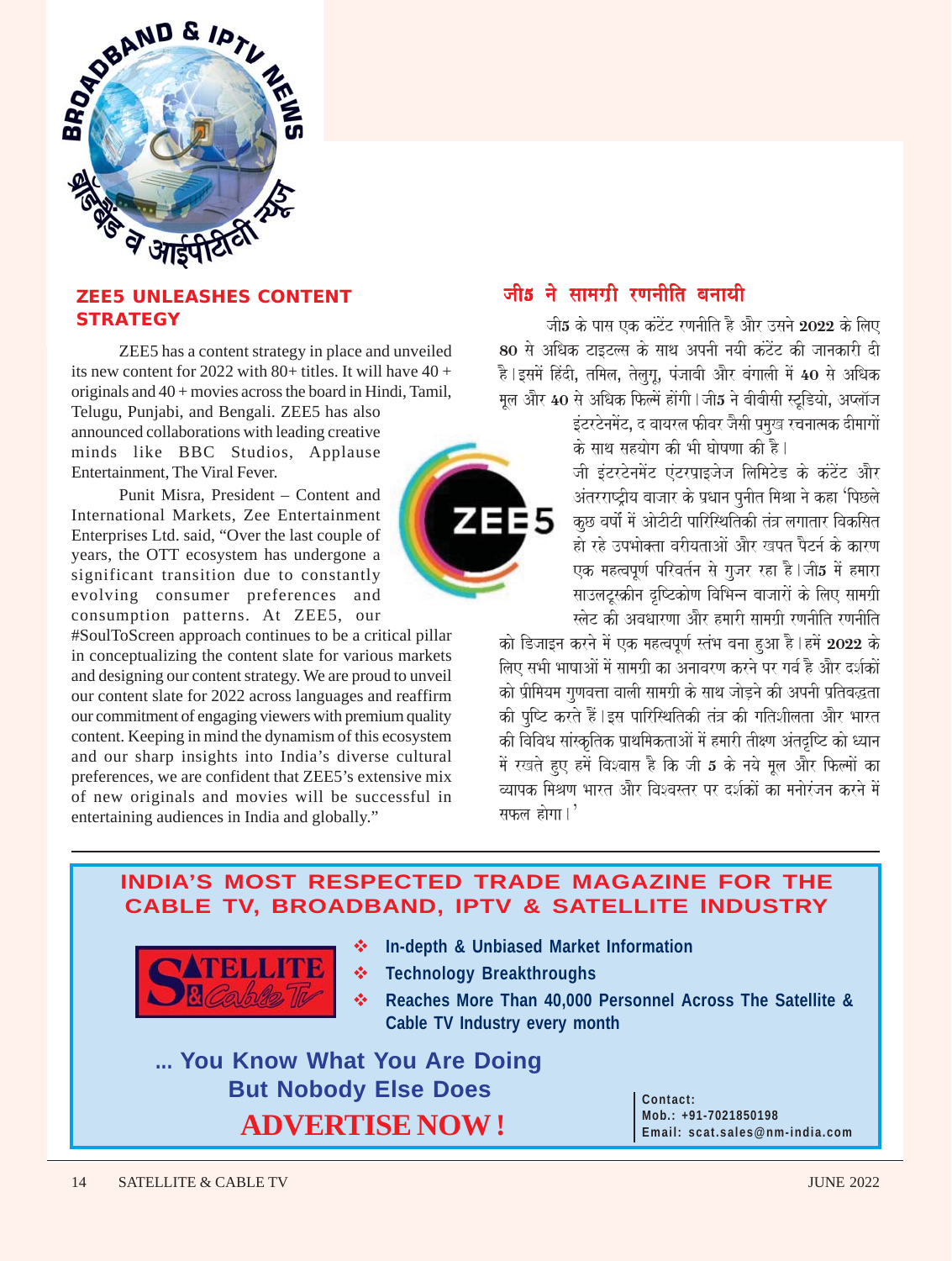## ZEE5 UNLEASHES CONTENT STRATEGY

ZEE5 has a content strategy in place and unveiled its new content for 2022 with 80+ titles. It will have 40 + originals and 40 + movies across the board in Hindi, Tamil, Telugu, Punjabi, and Bengali. ZEE5 has also announced collaborations with leading creative minds like BBC Studios, Applause Entertainment, The Viral Fever.

Punit Misra, President – Content and International Markets, Zee Entertainment Enterprises Ltd. said, "Over the last couple of years, the OTT ecosystem has undergone a significant transition due to constantly evolving consumer preferences and consumption patterns. At ZEE5, our #SoulToScreen approach continues to be a critical pillar in conceptualizing the content slate for various markets and designing our content strategy. We are proud to unveil our content slate for 2022 across languages and reaffirm our commitment of engaging viewers with premium quality content. Keeping in mind the dynamism of this ecosystem and our sharp insights into India's diverse cultural preferences, we are confident that ZEE5's extensive mix of new originals and movies will be successful in entertaining audiences in India and globally."

## जी5 ने सामग्री रणनीति बनायी

जी5 के पास एक कंटेंट रणनीति है और उसने 2022 के लिए 80 से अधिक टाइटल्स के साथ अपनी नयी कंटेंट की जानकारी दी है। इसमें हिंदी, तमिल, तेलुगू, पंजाबी और बंगाली में 40 से अधिक मूल और 40 से अधिक फिल्में होंगी। जी5 ने बीबीसी स्टूडियो, अप्लॉज इंटरटेनमेंट, द वायरल फीवर जैसी प्रमुख रचनात्मक दीमागों के साथ सहयोग की भी घोषणा की है।

जी इंटरटेनमेंट एंटरप्राइजेज लिमिटेड के कंटेंट और अंतरराष्ट्रीय बाजार के प्रधान पुनीत मिश्रा ने कहा 'पिछले कुछ वर्षों में ओटीटी पारिस्थितिकी तंत्र लगातार विकसित हो रहे उपभोक्ता वरीयताओं और खपत पैटर्न के कारण एक महत्वपूर्ण परिवर्तन से गुजर रहा है। जी5 में हमारा साउलटूस्क्रीन दृष्टिकोण विभिन्न बाजारों के लिए सामग्री स्लेट की अवधारणा और हमारी सामग्री रणनीति रणनीति को डिजाइन करने में एक महत्वपूर्ण स्तंभ बना हुआ है। हमें 2022 के लिए सभी भाषाओं में सामग्री का अनावरण करने पर गर्व है और दर्शकों को प्रीमियम गुणवत्ता वाली सामग्री के साथ जोड़ने की अपनी प्रतिबद्धता की पुष्टि करते हैं। इस पारिस्थितिकी तंत्र की गतिशीलता और भारत की विविध सांस्कृतिक प्राथमिकताओं में हमारी तीक्ष्ण अंतर्दृष्टि को ध्यान में रखते हुए हमें विश्वास है कि जी 5 के नये मूल और फिल्मों का व्यापक मिश्रण भारत और विश्वस्तर पर दर्शकों का मनोरंजन करने में सफल होगा।'

---

**INDIA'S MOST RESPECTED TRADE MAGAZINE FOR THE CABLE TV, BROADBAND, IPTV & SATELLITE INDUSTRY**

SATELLITE & Cable TV

- **In-depth & Unbiased Market Information**
- **Technology Breakthroughs**
- **Reaches More Than 40,000 Personnel Across The Satellite & Cable TV Industry every month**

**... You Know What You Are Doing But Nobody Else Does**

**ADVERTISE NOW!**

Contact:
Mob.: +91-7021850198
Email: scat.sales@nm-india.com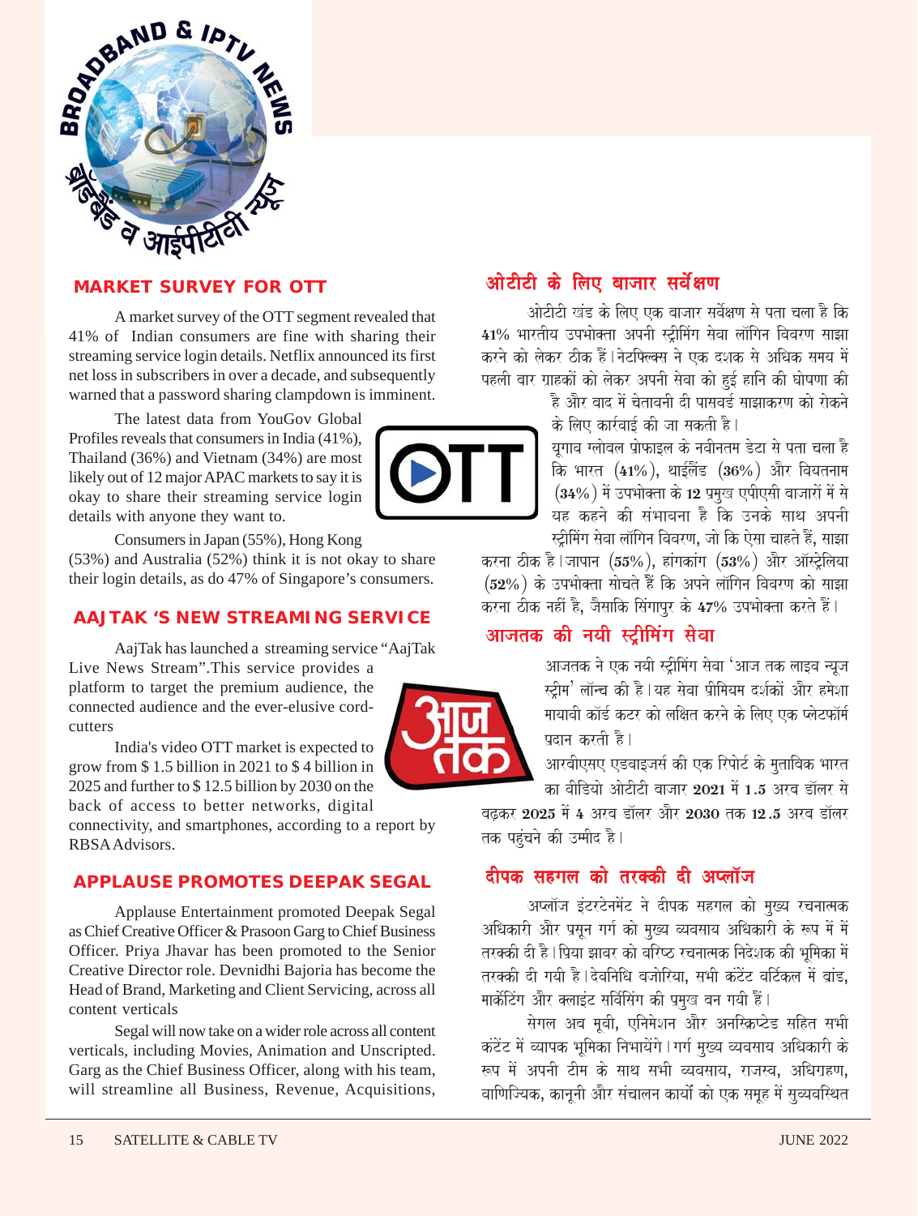## MARKET SURVEY FOR OTT

A market survey of the OTT segment revealed that 41% of Indian consumers are fine with sharing their streaming service login details. Netflix announced its first net loss in subscribers in over a decade, and subsequently warned that a password sharing clampdown is imminent.

The latest data from YouGov Global Profiles reveals that consumers in India (41%), Thailand (36%) and Vietnam (34%) are most likely out of 12 major APAC markets to say it is okay to share their streaming service login details with anyone they want to.

Consumers in Japan (55%), Hong Kong (53%) and Australia (52%) think it is not okay to share their login details, as do 47% of Singapore's consumers.

## AAJTAK 'S NEW STREAMING SERVICE

AajTak has launched a streaming service "AajTak Live News Stream".This service provides a platform to target the premium audience, the connected audience and the ever-elusive cord-cutters

India's video OTT market is expected to grow from $ 1.5 billion in 2021 to $ 4 billion in 2025 and further to $ 12.5 billion by 2030 on the back of access to better networks, digital connectivity, and smartphones, according to a report by RBSA Advisors.

## APPLAUSE PROMOTES DEEPAK SEGAL

Applause Entertainment promoted Deepak Segal as Chief Creative Officer & Prasoon Garg to Chief Business Officer. Priya Jhavar has been promoted to the Senior Creative Director role. Devnidhi Bajoria has become the Head of Brand, Marketing and Client Servicing, across all content verticals

Segal will now take on a wider role across all content verticals, including Movies, Animation and Unscripted. Garg as the Chief Business Officer, along with his team, will streamline all Business, Revenue, Acquisitions,

## ओटीटी के लिए बाजार सर्वेक्षण

ओटीटी खंड के लिए एक बाजार सर्वेक्षण से पता चला है कि 41% भारतीय उपभोक्ता अपनी स्ट्रीमिंग सेवा लॉगिन विवरण साझा करने को लेकर ठीक हैं। नेटफ्लिक्स ने एक दशक से अधिक समय में पहली बार ग्राहकों को लेकर अपनी सेवा को हुई हानि की घोषणा की है और बाद में चेतावनी दी पासवर्ड साझाकरण को रोकने के लिए कार्रवाई की जा सकती है।

यूगाव ग्लोबल प्रोफाइल के नवीनतम डेटा से पता चला है कि भारत (41%), थाईलैंड (36%) और वियतनाम (34%) में उपभोक्ता के 12 प्रमुख एपीएसी बाजारों में से यह कहने की संभावना है कि उनके साथ अपनी स्ट्रीमिंग सेवा लॉगिन विवरण, जो कि ऐसा चाहते हैं, साझा करना ठीक है। जापान (55%), हांगकांग (53%) और ऑस्ट्रेलिया (52%) के उपभोक्ता सोचते हैं कि अपने लॉगिन विवरण को साझा करना ठीक नहीं है, जैसाकि सिंगापुर के 47% उपभोक्ता करते हैं।

## आजतक की नयी स्ट्रीमिंग सेवा

आजतक ने एक नयी स्ट्रीमिंग सेवा 'आज तक लाइव न्यूज स्ट्रीम' लॉन्च की है। यह सेवा प्रीमियम दर्शकों और हमेशा मायावी कॉर्ड कटर को लक्षित करने के लिए एक प्लेटफॉर्म प्रदान करती है।

आरबीएसए एडवाइजर्स की एक रिपोर्ट के मुताबिक भारत का वीडियो ओटीटी बाजार 2021 में 1.5 अरब डॉलर से बढ़कर 2025 में 4 अरब डॉलर और 2030 तक 12.5 अरब डॉलर तक पहुंचने की उम्मीद है।

## दीपक सहगल को तरक्की दी अप्लॉज

अप्लॉज इंटरटेनमेंट ने दीपक सहगल को मुख्य रचनात्मक अधिकारी और प्रसून गर्ग को मुख्य व्यवसाय अधिकारी के रूप में में तरक्की दी है। प्रिया झावर को वरिष्ठ रचनात्मक निदेशक की भूमिका में तरक्की दी गयी है। देवनिधि बजोरिया, सभी कंटेंट वर्टिकल में ब्रांड, मार्केटिंग और क्लाइंट सर्विसिंग की प्रमुख बन गयी हैं।

सेगल अब मूवी, एनिमेशन और अनस्क्रिप्टेड सहित सभी कंटेंट में व्यापक भूमिका निभायेंगे। गर्ग मुख्य व्यवसाय अधिकारी के रूप में अपनी टीम के साथ सभी व्यवसाय, राजस्व, अधिग्रहण, वाणिज्यिक, कानूनी और संचालन कार्यों को एक समूह में सुव्यवस्थित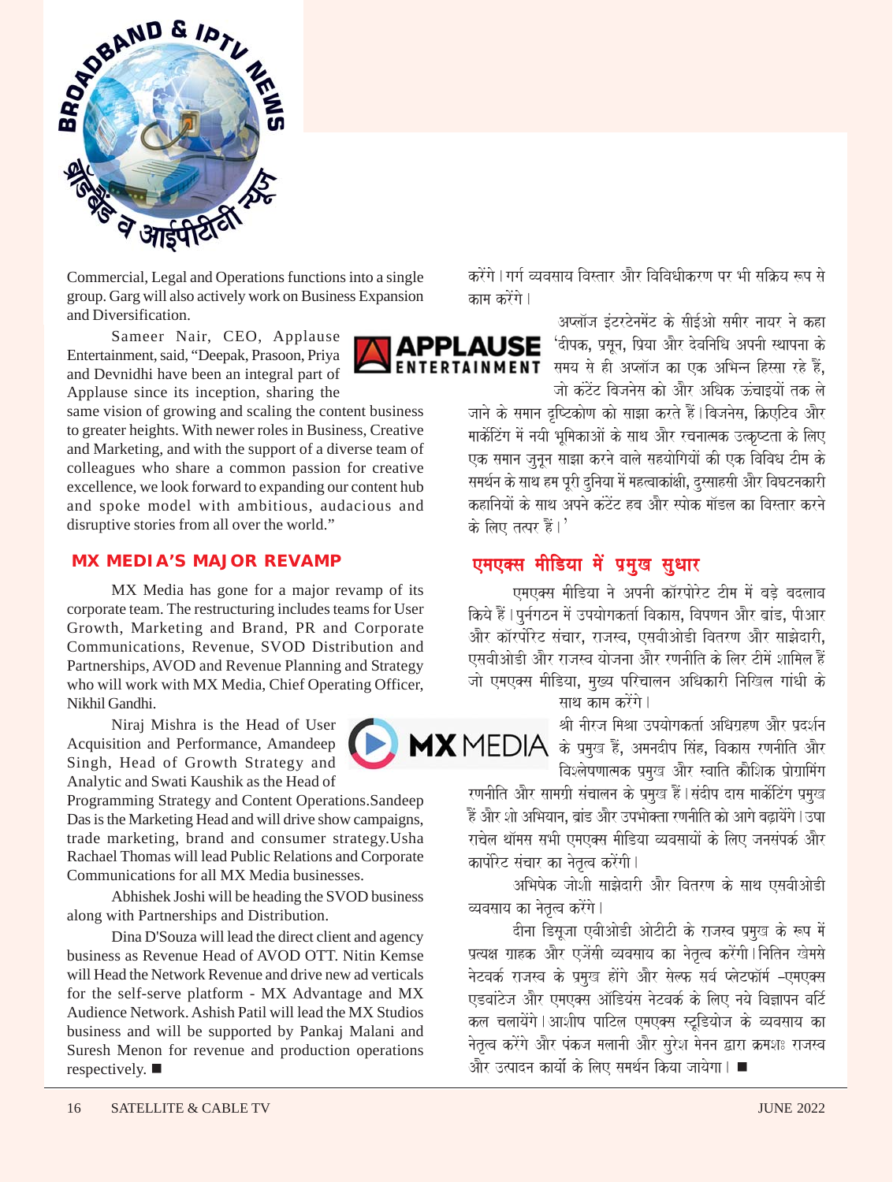Commercial, Legal and Operations functions into a single group. Garg will also actively work on Business Expansion and Diversification.

Sameer Nair, CEO, Applause Entertainment, said, "Deepak, Prasoon, Priya and Devnidhi have been an integral part of Applause since its inception, sharing the same vision of growing and scaling the content business to greater heights. With newer roles in Business, Creative and Marketing, and with the support of a diverse team of colleagues who share a common passion for creative excellence, we look forward to expanding our content hub and spoke model with ambitious, audacious and disruptive stories from all over the world."

## MX MEDIA'S MAJOR REVAMP

MX Media has gone for a major revamp of its corporate team. The restructuring includes teams for User Growth, Marketing and Brand, PR and Corporate Communications, Revenue, SVOD Distribution and Partnerships, AVOD and Revenue Planning and Strategy who will work with MX Media, Chief Operating Officer, Nikhil Gandhi.

Niraj Mishra is the Head of User Acquisition and Performance, Amandeep Singh, Head of Growth Strategy and Analytic and Swati Kaushik as the Head of Programming Strategy and Content Operations.Sandeep Das is the Marketing Head and will drive show campaigns, trade marketing, brand and consumer strategy.Usha Rachael Thomas will lead Public Relations and Corporate Communications for all MX Media businesses.

Abhishek Joshi will be heading the SVOD business along with Partnerships and Distribution.

Dina D'Souza will lead the direct client and agency business as Revenue Head of AVOD OTT. Nitin Kemse will Head the Network Revenue and drive new ad verticals for the self-serve platform - MX Advantage and MX Audience Network. Ashish Patil will lead the MX Studios business and will be supported by Pankaj Malani and Suresh Menon for revenue and production operations respectively. ■

करेंगे। गर्ग व्यवसाय विस्तार और विविधीकरण पर भी सक्रिय रूप से काम करेंगे।

अप्लॉज इंटरटेनमेंट के सीईओ समीर नायर ने कहा 'दीपक, प्रसून, प्रिया और देवनिधि अपनी स्थापना के समय से ही अप्लॉज का एक अभिन्न हिस्सा रहे हैं, जो कंटेंट बिजनेस को और अधिक ऊंचाइयों तक ले जाने के समान दृष्टिकोण को साझा करते हैं। बिजनेस, क्रिएटिव और मार्केटिंग में नयी भूमिकाओं के साथ और रचनात्मक उत्कृष्टता के लिए एक समान जुनून साझा करने वाले सहयोगियों की एक विविध टीम के समर्थन के साथ हम पूरी दुनिया में महत्वाकांक्षी, दुस्साहसी और विघटनकारी कहानियों के साथ अपने कंटेंट हब और स्पोक मॉडल का विस्तार करने के लिए तत्पर हैं।'

## एमएक्स मीडिया में प्रमुख सुधार

एमएक्स मीडिया ने अपनी कॉरपोरेट टीम में बड़े बदलाव किये हैं। पुर्नगठन में उपयोगकर्ता विकास, विपणन और ब्रांड, पीआर और कॉरपोरेट संचार, राजस्व, एसवीओडी वितरण और साझेदारी, एसवीओडी और राजस्व योजना और रणनीति के लिए टीमें शामिल हैं जो एमएक्स मीडिया, मुख्य परिचालन अधिकारी निखिल गांधी के साथ काम करेंगे।

श्री नीरज मिश्रा उपयोगकर्ता अधिग्रहण और प्रदर्शन के प्रमुख हैं, अमनदीप सिंह, विकास रणनीति और विश्लेषणात्मक प्रमुख और स्वाति कौशिक प्रोग्रामिंग रणनीति और सामग्री संचालन के प्रमुख हैं। संदीप दास मार्केटिंग प्रमुख हैं और शो अभियान, ब्रांड और उपभोक्ता रणनीति को आगे बढ़ायेंगे। उषा राचेल थॉमस सभी एमएक्स मीडिया व्यवसायों के लिए जनसंपर्क और कार्पोरेट संचार का नेतृत्व करेंगी।

अभिषेक जोशी साझेदारी और वितरण के साथ एसवीओडी व्यवसाय का नेतृत्व करेंगे।

दीना डिसूजा एवीओडी ओटीटी के राजस्व प्रमुख के रूप में प्रत्यक्ष ग्राहक और एजेंसी व्यवसाय का नेतृत्व करेंगी। नितिन खेमसे नेटवर्क राजस्व के प्रमुख होंगे और सेल्फ सर्व प्लेटफॉर्म –एमएक्स एडवांटेज और एमएक्स ऑडियंस नेटवर्क के लिए नये विज्ञापन वर्टिकल चलायेंगे। आशीष पाटिल एमएक्स स्टूडियोज के व्यवसाय का नेतृत्व करेंगे और पंकज मलानी और सुरेश मेनन द्वारा क्रमशः राजस्व और उत्पादन कार्यों के लिए समर्थन किया जायेगा। ■